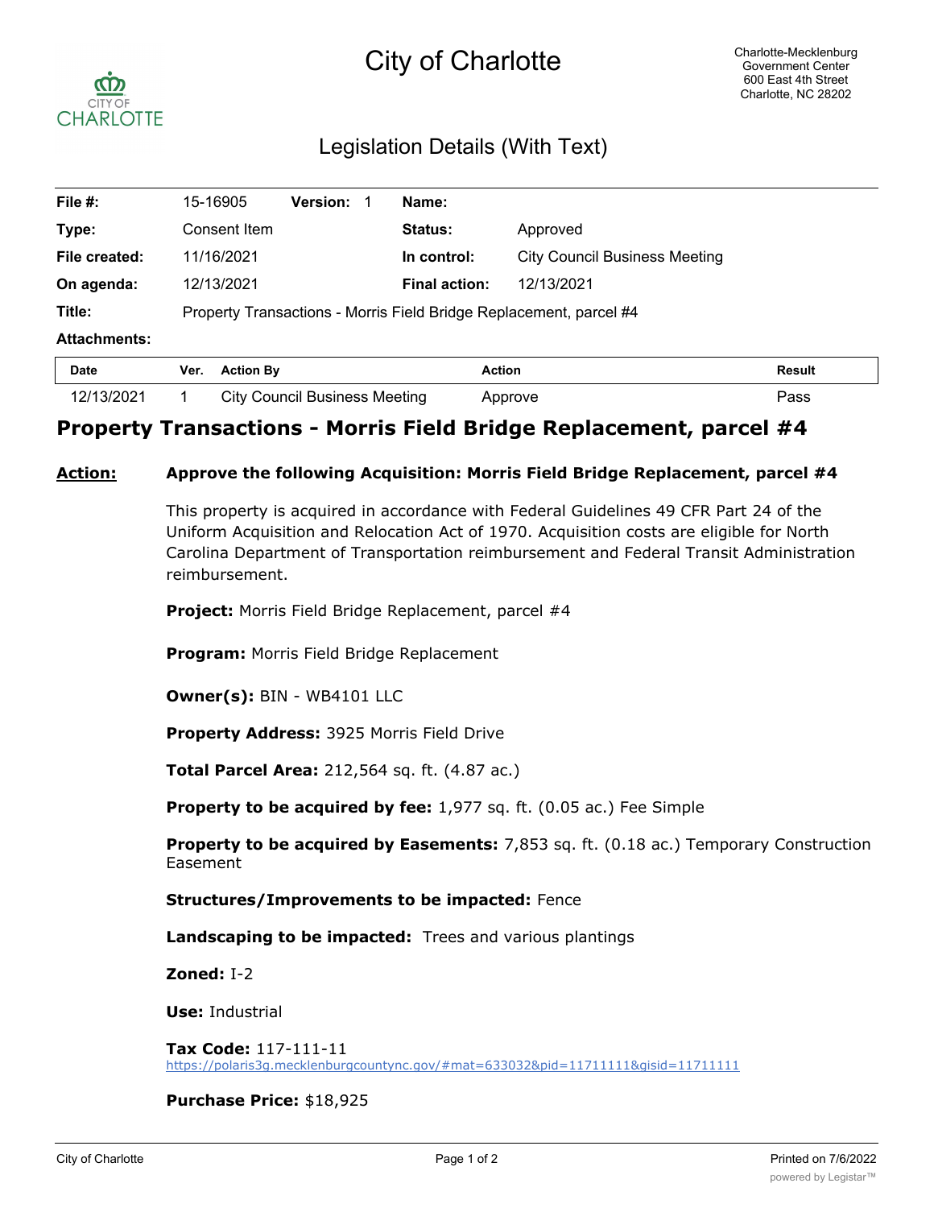# City of Charlotte

Charlotte-Mecklenburg Government Center
600 East 4th Street
Charlotte, NC 28202

## Legislation Details (With Text)

| | | | | | |
|---|---|---|---|---|---|
| **File #:** | 15-16905 | **Version:** 1 | **Name:** | | |
| **Type:** | Consent Item | | **Status:** | Approved | |
| **File created:** | 11/16/2021 | | **In control:** | City Council Business Meeting | |
| **On agenda:** | 12/13/2021 | | **Final action:** | 12/13/2021 | |
| **Title:** | Property Transactions - Morris Field Bridge Replacement, parcel #4 | | | | |
| **Attachments:** | | | | | |

| Date | Ver. | Action By | Action | Result |
|---|---|---|---|---|
| 12/13/2021 | 1 | City Council Business Meeting | Approve | Pass |

## Property Transactions - Morris Field Bridge Replacement, parcel #4

**Action:** **Approve the following Acquisition: Morris Field Bridge Replacement, parcel #4**

This property is acquired in accordance with Federal Guidelines 49 CFR Part 24 of the Uniform Acquisition and Relocation Act of 1970. Acquisition costs are eligible for North Carolina Department of Transportation reimbursement and Federal Transit Administration reimbursement.

**Project:** Morris Field Bridge Replacement, parcel #4

**Program:** Morris Field Bridge Replacement

**Owner(s):** BIN - WB4101 LLC

**Property Address:** 3925 Morris Field Drive

**Total Parcel Area:** 212,564 sq. ft. (4.87 ac.)

**Property to be acquired by fee:** 1,977 sq. ft. (0.05 ac.) Fee Simple

**Property to be acquired by Easements:** 7,853 sq. ft. (0.18 ac.) Temporary Construction Easement

**Structures/Improvements to be impacted:** Fence

**Landscaping to be impacted:** Trees and various plantings

**Zoned:** I-2

**Use:** Industrial

**Tax Code:** 117-111-11
https://polaris3g.mecklenburgcountync.gov/#mat=633032&pid=11711111&gisid=11711111

**Purchase Price:** $18,925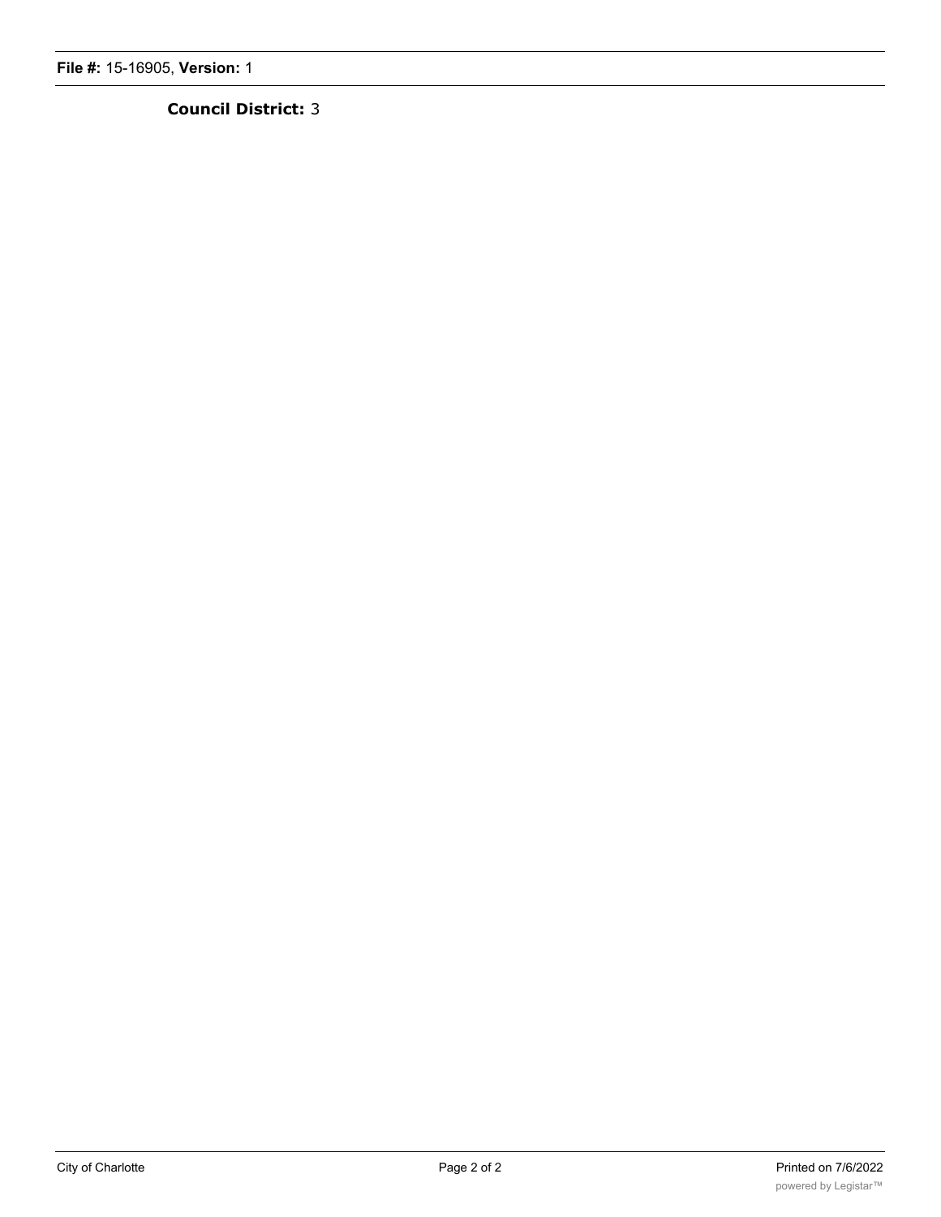**Council District:** 3